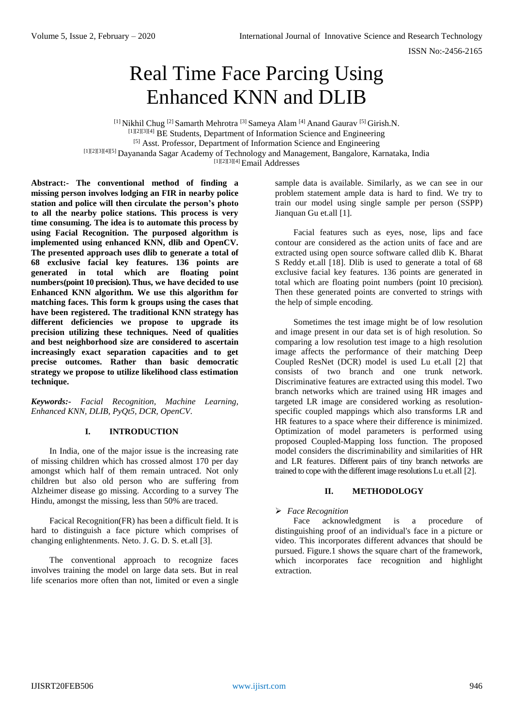# Real Time Face Parcing Using Enhanced KNN and DLIB

[1] Nikhil Chug [2] Samarth Mehrotra [3] Sameya Alam [4] Anand Gaurav [5] Girish.N.
[1][2][3][4] BE Students, Department of Information Science and Engineering
[5] Asst. Professor, Department of Information Science and Engineering
[1][2][3][4][5] Dayananda Sagar Academy of Technology and Management, Bangalore, Karnataka, India
[1][2][3][4] Email Addresses

**Abstract:- The conventional method of finding a missing person involves lodging an FIR in nearby police station and police will then circulate the person's photo to all the nearby police stations. This process is very time consuming. The idea is to automate this process by using Facial Recognition. The purposed algorithm is implemented using enhanced KNN, dlib and OpenCV. The presented approach uses dlib to generate a total of 68 exclusive facial key features. 136 points are generated in total which are floating point numbers(point 10 precision). Thus, we have decided to use Enhanced KNN algorithm. We use this algorithm for matching faces. This form k groups using the cases that have been registered. The traditional KNN strategy has different deficiencies we propose to upgrade its precision utilizing these techniques. Need of qualities and best neighborhood size are considered to ascertain increasingly exact separation capacities and to get precise outcomes. Rather than basic democratic strategy we propose to utilize likelihood class estimation technique.**

***Keywords:-** Facial Recognition, Machine Learning, Enhanced KNN, DLIB, PyQt5, DCR, OpenCV.*

## I. INTRODUCTION

In India, one of the major issue is the increasing rate of missing children which has crossed almost 170 per day amongst which half of them remain untraced. Not only children but also old person who are suffering from Alzheimer disease go missing. According to a survey The Hindu, amongst the missing, less than 50% are traced.

Facical Recognition(FR) has been a difficult field. It is hard to distinguish a face picture which comprises of changing enlightenments. Neto. J. G. D. S. et.all [3].

The conventional approach to recognize faces involves training the model on large data sets. But in real life scenarios more often than not, limited or even a single sample data is available. Similarly, as we can see in our problem statement ample data is hard to find. We try to train our model using single sample per person (SSPP) Jianquan Gu et.all [1].

Facial features such as eyes, nose, lips and face contour are considered as the action units of face and are extracted using open source software called dlib K. Bharat S Reddy et.all [18]. Dlib is used to generate a total of 68 exclusive facial key features. 136 points are generated in total which are floating point numbers (point 10 precision). Then these generated points are converted to strings with the help of simple encoding.

Sometimes the test image might be of low resolution and image present in our data set is of high resolution. So comparing a low resolution test image to a high resolution image affects the performance of their matching Deep Coupled ResNet (DCR) model is used Lu et.all [2] that consists of two branch and one trunk network. Discriminative features are extracted using this model. Two branch networks which are trained using HR images and targeted LR image are considered working as resolution-specific coupled mappings which also transforms LR and HR features to a space where their difference is minimized. Optimization of model parameters is performed using proposed Coupled-Mapping loss function. The proposed model considers the discriminability and similarities of HR and LR features. Different pairs of tiny branch networks are trained to cope with the different image resolutions Lu et.all [2].

## II. METHODOLOGY

- *Face Recognition*

Face acknowledgment is a procedure of distinguishing proof of an individual's face in a picture or video. This incorporates different advances that should be pursued. Figure.1 shows the square chart of the framework, which incorporates face recognition and highlight extraction.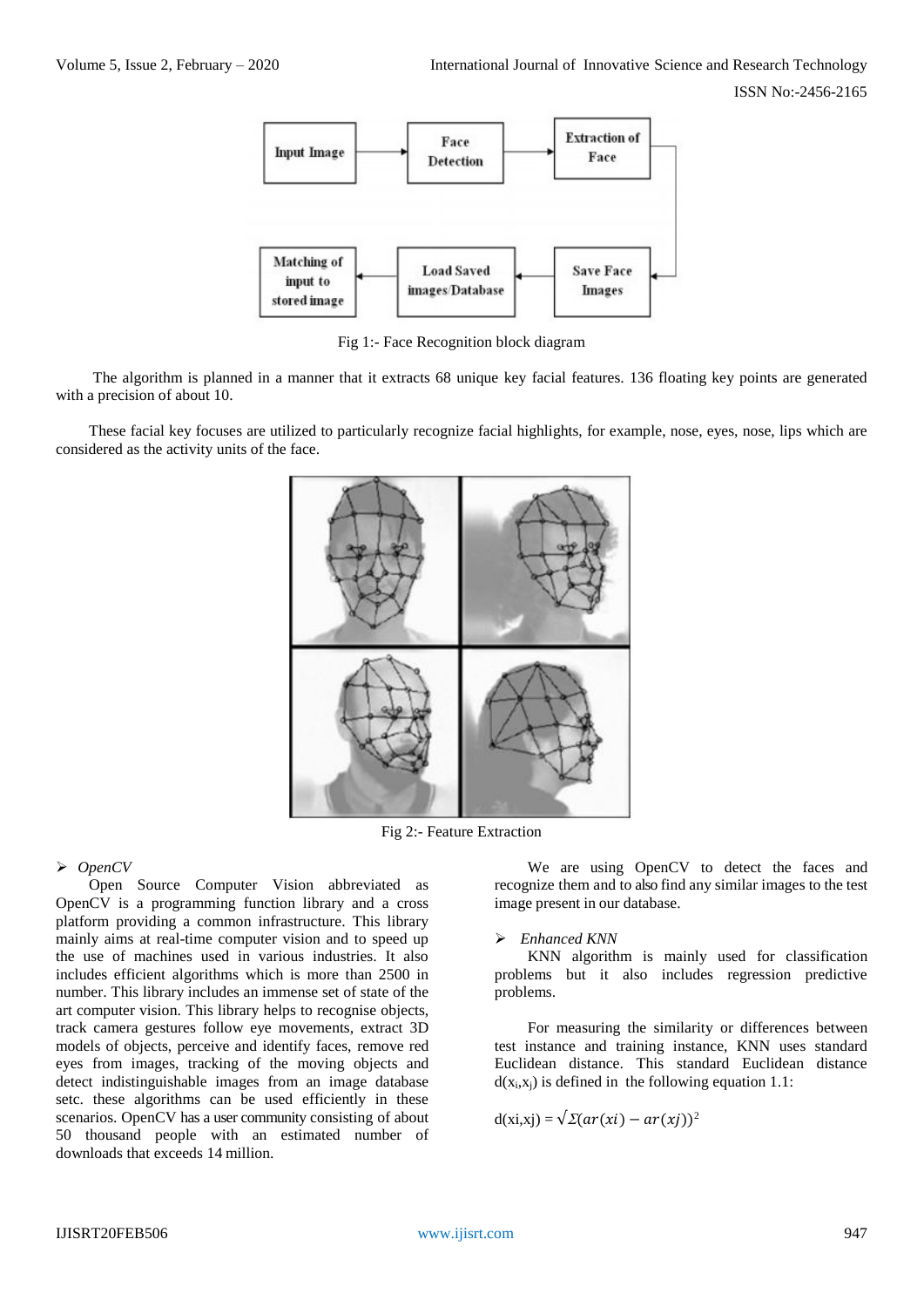Fig 1:- Face Recognition block diagram

The algorithm is planned in a manner that it extracts 68 unique key facial features. 136 floating key points are generated with a precision of about 10.

These facial key focuses are utilized to particularly recognize facial highlights, for example, nose, eyes, nose, lips which are considered as the activity units of the face.

Fig 2:- Feature Extraction

➢ *OpenCV*

Open Source Computer Vision abbreviated as OpenCV is a programming function library and a cross platform providing a common infrastructure. This library mainly aims at real-time computer vision and to speed up the use of machines used in various industries. It also includes efficient algorithms which is more than 2500 in number. This library includes an immense set of state of the art computer vision. This library helps to recognise objects, track camera gestures follow eye movements, extract 3D models of objects, perceive and identify faces, remove red eyes from images, tracking of the moving objects and detect indistinguishable images from an image database setc. these algorithms can be used efficiently in these scenarios. OpenCV has a user community consisting of about 50 thousand people with an estimated number of downloads that exceeds 14 million.

We are using OpenCV to detect the faces and recognize them and to also find any similar images to the test image present in our database.

➢ *Enhanced KNN*

KNN algorithm is mainly used for classification problems but it also includes regression predictive problems.

For measuring the similarity or differences between test instance and training instance, KNN uses standard Euclidean distance. This standard Euclidean distance $d(x_i,x_j)$ is defined in the following equation 1.1:

$$d(xi,xj) = \sqrt{\Sigma(ar(xi) - ar(xj))^2}$$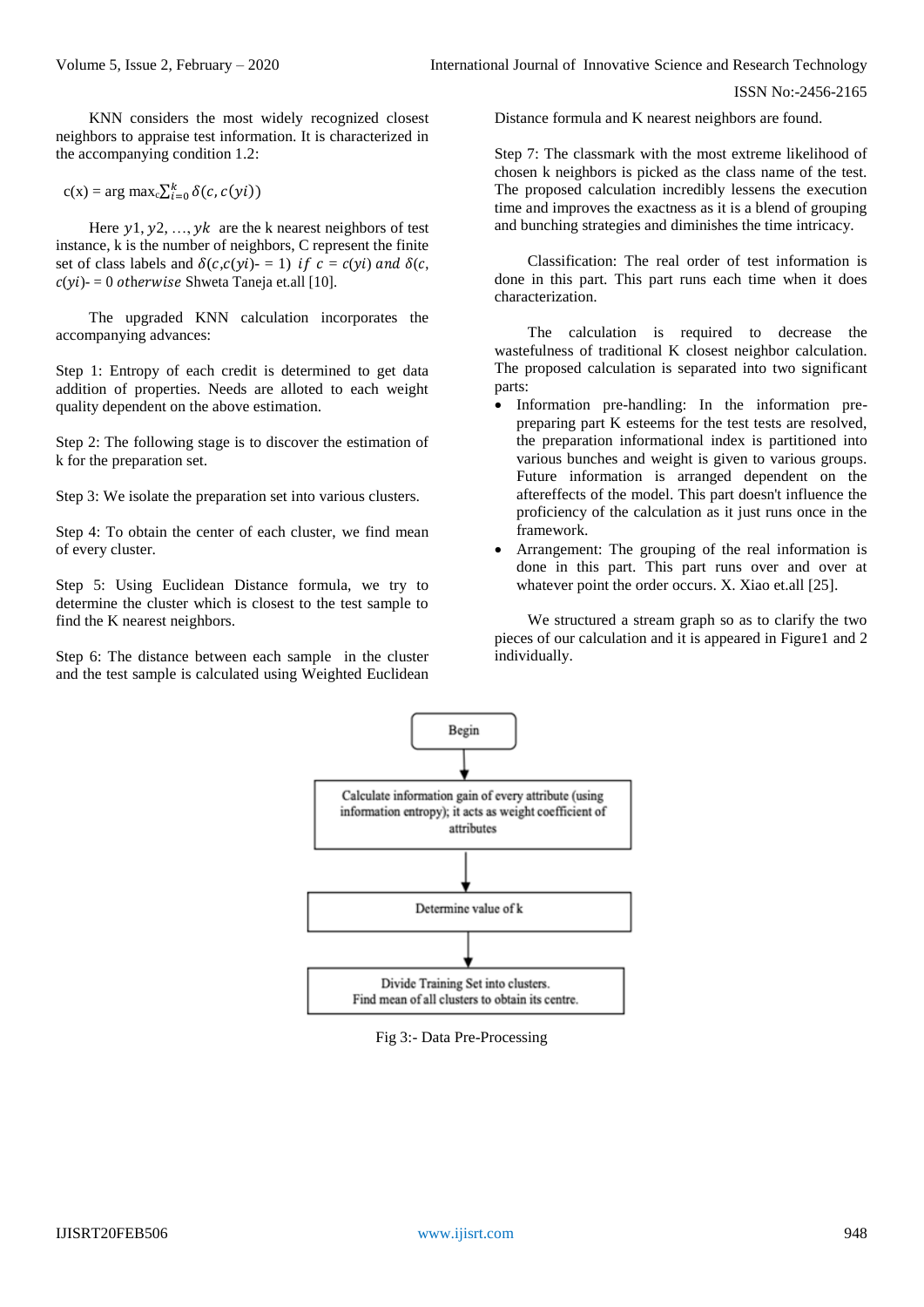KNN considers the most widely recognized closest neighbors to appraise test information. It is characterized in the accompanying condition 1.2:

$$c(x) = \arg\max_c \sum_{i=0}^{k} \delta(c, c(yi))$$

Here $y1, y2, \ldots, yk$ are the k nearest neighbors of test instance, k is the number of neighbors, C represent the finite set of class labels and $\delta(c,c(yi)\text{-} = 1)$ *if* $c = c(yi)$ *and* $\delta(c, c(yi)\text{-} = 0$ *otherwise* Shweta Taneja et.all [10].

The upgraded KNN calculation incorporates the accompanying advances:

Step 1: Entropy of each credit is determined to get data addition of properties. Needs are alloted to each weight quality dependent on the above estimation.

Step 2: The following stage is to discover the estimation of k for the preparation set.

Step 3: We isolate the preparation set into various clusters.

Step 4: To obtain the center of each cluster, we find mean of every cluster.

Step 5: Using Euclidean Distance formula, we try to determine the cluster which is closest to the test sample to find the K nearest neighbors.

Step 6: The distance between each sample in the cluster and the test sample is calculated using Weighted Euclidean Distance formula and K nearest neighbors are found.

Step 7: The classmark with the most extreme likelihood of chosen k neighbors is picked as the class name of the test. The proposed calculation incredibly lessens the execution time and improves the exactness as it is a blend of grouping and bunching strategies and diminishes the time intricacy.

Classification: The real order of test information is done in this part. This part runs each time when it does characterization.

The calculation is required to decrease the wastefulness of traditional K closest neighbor calculation. The proposed calculation is separated into two significant parts:

- Information pre-handling: In the information pre-preparing part K esteems for the test tests are resolved, the preparation informational index is partitioned into various bunches and weight is given to various groups. Future information is arranged dependent on the aftereffects of the model. This part doesn't influence the proficiency of the calculation as it just runs once in the framework.
- Arrangement: The grouping of the real information is done in this part. This part runs over and over at whatever point the order occurs. X. Xiao et.all [25].

We structured a stream graph so as to clarify the two pieces of our calculation and it is appeared in Figure1 and 2 individually.

```
Begin
  ↓
Calculate information gain of every attribute (using information entropy); it acts as weight coefficient of attributes
  ↓
Determine value of k
  ↓
Divide Training Set into clusters.
Find mean of all clusters to obtain its centre.
```

Fig 3:- Data Pre-Processing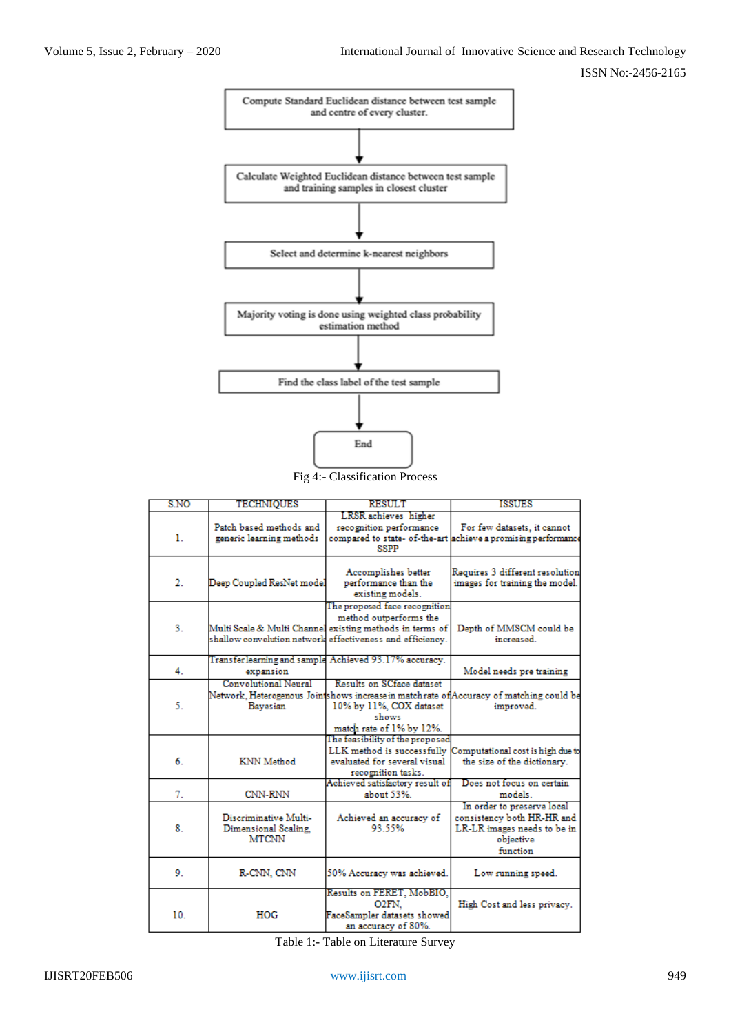Compute Standard Euclidean distance between test sample and centre of every cluster.

↓

Calculate Weighted Euclidean distance between test sample and training samples in closest cluster

↓

Select and determine k-nearest neighbors

↓

Majority voting is done using weighted class probability estimation method

↓

Find the class label of the test sample

↓

End

Fig 4:- Classification Process

| S.NO | TECHNIQUES | RESULT | ISSUES |
|---|---|---|---|
| 1. | Patch based methods and generic learning methods | LRSR achieves higher recognition performance compared to state- of-the-art SSPP | For few datasets, it cannot achieve a promising performance |
| 2. | Deep Coupled ResNet model | Accomplishes better performance than the existing models. | Requires 3 different resolution images for training the model. |
| 3. | Multi Scale & Multi Channel shallow convolution network | The proposed face recognition method outperforms the existing methods in terms of effectiveness and efficiency. | Depth of MMSCM could be increased. |
| 4. | Transfer learning and sample expansion | Achieved 93.17% accuracy. | Model needs pre training |
| 5. | Convolutional Neural Network, Heterogenous Joint Bayesian | Results on SCface dataset shows increase in match rate of 10% by 11%, COX dataset shows match rate of 1% by 12%. | Accuracy of matching could be improved. |
| 6. | KNN Method | The feasibility of the proposed LLK method is successfully evaluated for several visual recognition tasks. | Computational cost is high due to the size of the dictionary. |
| 7. | CNN-RNN | Achieved satisfactory result of about 53%. | Does not focus on certain models. |
| 8. | Discriminative Multi-Dimensional Scaling, MTCNN | Achieved an accuracy of 93.55% | In order to preserve local consistency both HR-HR and LR-LR images needs to be in objective function |
| 9. | R-CNN, CNN | 50% Accuracy was achieved. | Low running speed. |
| 10. | HOG | Results on FERET, MobBIO, O2FN, FaceSampler datasets showed an accuracy of 80%. | High Cost and less privacy. |

Table 1:- Table on Literature Survey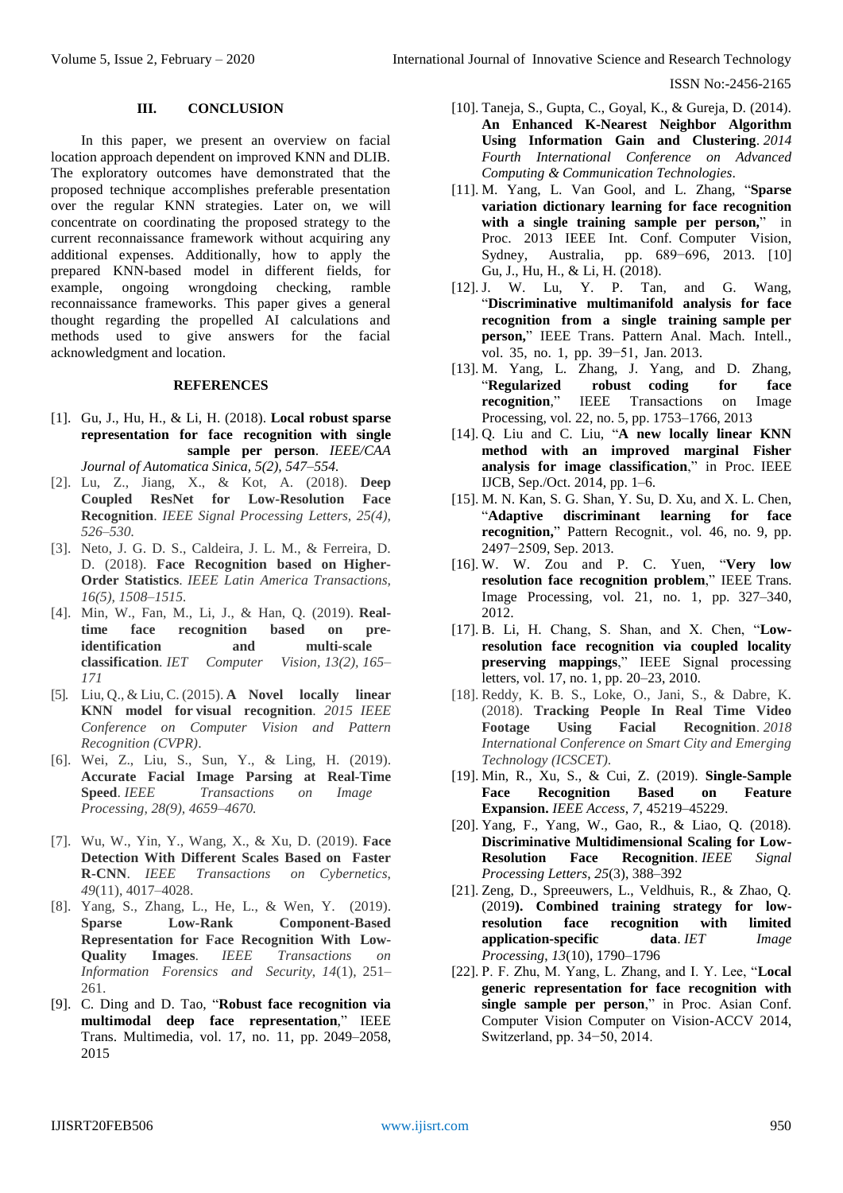## III. CONCLUSION

In this paper, we present an overview on facial location approach dependent on improved KNN and DLIB. The exploratory outcomes have demonstrated that the proposed technique accomplishes preferable presentation over the regular KNN strategies. Later on, we will concentrate on coordinating the proposed strategy to the current reconnaissance framework without acquiring any additional expenses. Additionally, how to apply the prepared KNN-based model in different fields, for example, ongoing wrongdoing checking, ramble reconnaissance frameworks. This paper gives a general thought regarding the propelled AI calculations and methods used to give answers for the facial acknowledgment and location.

## REFERENCES

[1]. Gu, J., Hu, H., & Li, H. (2018). **Local robust sparse representation for face recognition with single sample per person**. *IEEE/CAA Journal of Automatica Sinica, 5(2), 547–554.*

[2]. Lu, Z., Jiang, X., & Kot, A. (2018). **Deep Coupled ResNet for Low-Resolution Face Recognition**. *IEEE Signal Processing Letters, 25(4), 526–530.*

[3]. Neto, J. G. D. S., Caldeira, J. L. M., & Ferreira, D. D. (2018). **Face Recognition based on Higher-Order Statistics**. *IEEE Latin America Transactions, 16(5), 1508–1515.*

[4]. Min, W., Fan, M., Li, J., & Han, Q. (2019). **Real-time face recognition based on pre-identification and multi-scale classification**. *IET Computer Vision, 13(2), 165–171*

[5]. Liu, Q., & Liu, C. (2015). **A Novel locally linear KNN model for visual recognition**. *2015 IEEE Conference on Computer Vision and Pattern Recognition (CVPR).*

[6]. Wei, Z., Liu, S., Sun, Y., & Ling, H. (2019). **Accurate Facial Image Parsing at Real-Time Speed**. *IEEE Transactions on Image Processing, 28(9), 4659–4670.*

[7]. Wu, W., Yin, Y., Wang, X., & Xu, D. (2019). **Face Detection With Different Scales Based on Faster R-CNN**. *IEEE Transactions on Cybernetics, 49*(11), 4017–4028.

[8]. Yang, S., Zhang, L., He, L., & Wen, Y. (2019). **Sparse Low-Rank Component-Based Representation for Face Recognition With Low-Quality Images**. *IEEE Transactions on Information Forensics and Security, 14*(1), 251–261.

[9]. C. Ding and D. Tao, "**Robust face recognition via multimodal deep face representation**," IEEE Trans. Multimedia, vol. 17, no. 11, pp. 2049–2058, 2015

[10]. Taneja, S., Gupta, C., Goyal, K., & Gureja, D. (2014). **An Enhanced K-Nearest Neighbor Algorithm Using Information Gain and Clustering**. *2014 Fourth International Conference on Advanced Computing & Communication Technologies.*

[11]. M. Yang, L. Van Gool, and L. Zhang, "**Sparse variation dictionary learning for face recognition with a single training sample per person,**" in Proc. 2013 IEEE Int. Conf. Computer Vision, Sydney, Australia, pp. 689−696, 2013. [10] Gu, J., Hu, H., & Li, H. (2018).

[12]. J. W. Lu, Y. P. Tan, and G. Wang, "**Discriminative multimanifold analysis for face recognition from a single training sample per person,**" IEEE Trans. Pattern Anal. Mach. Intell., vol. 35, no. 1, pp. 39−51, Jan. 2013.

[13]. M. Yang, L. Zhang, J. Yang, and D. Zhang, "**Regularized robust coding for face recognition**," IEEE Transactions on Image Processing, vol. 22, no. 5, pp. 1753–1766, 2013

[14]. Q. Liu and C. Liu, "**A new locally linear KNN method with an improved marginal Fisher analysis for image classification**," in Proc. IEEE IJCB, Sep./Oct. 2014, pp. 1–6.

[15]. M. N. Kan, S. G. Shan, Y. Su, D. Xu, and X. L. Chen, "**Adaptive discriminant learning for face recognition,**" Pattern Recognit., vol. 46, no. 9, pp. 2497−2509, Sep. 2013.

[16]. W. W. Zou and P. C. Yuen, "**Very low resolution face recognition problem**," IEEE Trans. Image Processing, vol. 21, no. 1, pp. 327–340, 2012.

[17]. B. Li, H. Chang, S. Shan, and X. Chen, "**Low-resolution face recognition via coupled locality preserving mappings**," IEEE Signal processing letters, vol. 17, no. 1, pp. 20–23, 2010.

[18]. Reddy, K. B. S., Loke, O., Jani, S., & Dabre, K. (2018). **Tracking People In Real Time Video Footage Using Facial Recognition**. *2018 International Conference on Smart City and Emerging Technology (ICSCET).*

[19]. Min, R., Xu, S., & Cui, Z. (2019). **Single-Sample Face Recognition Based on Feature Expansion.** *IEEE Access, 7*, 45219–45229.

[20]. Yang, F., Yang, W., Gao, R., & Liao, Q. (2018). **Discriminative Multidimensional Scaling for Low-Resolution Face Recognition**. *IEEE Signal Processing Letters, 25*(3), 388–392

[21]. Zeng, D., Spreeuwers, L., Veldhuis, R., & Zhao, Q. (2019**). Combined training strategy for low-resolution face recognition with limited application-specific data**. *IET Image Processing, 13*(10), 1790–1796

[22]. P. F. Zhu, M. Yang, L. Zhang, and I. Y. Lee, "**Local generic representation for face recognition with single sample per person**," in Proc. Asian Conf. Computer Vision Computer on Vision-ACCV 2014, Switzerland, pp. 34−50, 2014.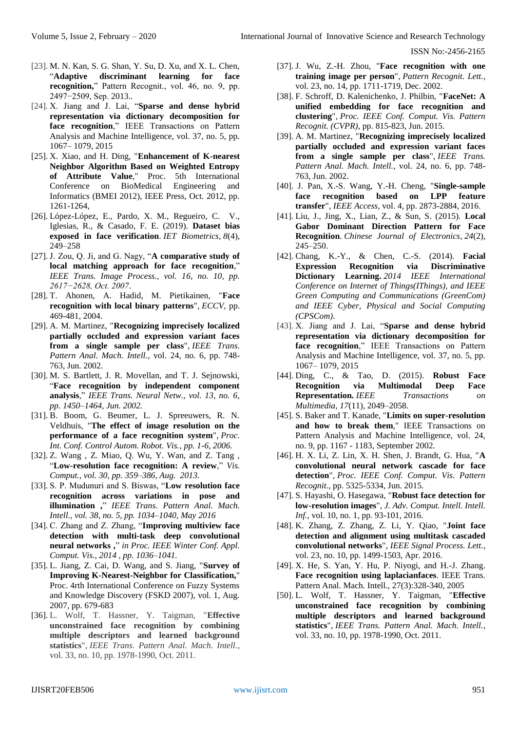[23]. M. N. Kan, S. G. Shan, Y. Su, D. Xu, and X. L. Chen, "**Adaptive discriminant learning for face recognition,**" Pattern Recognit., vol. 46, no. 9, pp. 2497−2509, Sep. 2013..

[24]. X. Jiang and J. Lai, "**Sparse and dense hybrid representation via dictionary decomposition for face recognition**," IEEE Transactions on Pattern Analysis and Machine Intelligence, vol. 37, no. 5, pp. 1067– 1079, 2015

[25]. X. Xiao, and H. Ding, "**Enhancement of K-nearest Neighbor Algorithm Based on Weighted Entropy of Attribute Value**," Proc. 5th International Conference on BioMedical Engineering and Informatics (BMEI 2012), IEEE Press, Oct. 2012, pp. 1261-1264,

[26]. López-López, E., Pardo, X. M., Regueiro, C. V., Iglesias, R., & Casado, F. E. (2019). **Dataset bias exposed in face verification**. *IET Biometrics*, *8*(4), 249–258

[27]. J. Zou, Q. Ji, and G. Nagy, "**A comparative study of local matching approach for face recognition**," *IEEE Trans. Image Process., vol. 16, no. 10, pp. 2617−2628, Oct. 2007*.

[28]. T. Ahonen, A. Hadid, M. Pietikainen, "**Face recognition with local binary patterns**", *ECCV*, pp. 469-481, 2004.

[29]. A. M. Martinez, "**Recognizing imprecisely localized partially occluded and expression variant faces from a single sample per class**", *IEEE Trans. Pattern Anal. Mach. Intell.*, vol. 24, no. 6, pp. 748-763, Jun. 2002.

[30]. M. S. Bartlett, J. R. Movellan, and T. J. Sejnowski, "**Face recognition by independent component analysis**," *IEEE Trans. Neural Netw., vol. 13, no. 6, pp. 1450–1464, Jun. 2002.*

[31]. B. Boom, G. Beumer, L. J. Spreeuwers, R. N. Veldhuis, "**The effect of image resolution on the performance of a face recognition system**", *Proc. Int. Conf. Control Autom. Robot. Vis., pp. 1-6, 2006.*

[32]. Z. Wang , Z. Miao, Q. Wu, Y. Wan, and Z. Tang , "**Low-resolution face recognition: A review**," *Vis. Comput., vol. 30, pp. 359–386, Aug. 2013*.

[33]. S. P. Mudunuri and S. Biswas, "**Low resolution face recognition across variations in pose and illumination ,**" *IEEE Trans. Pattern Anal. Mach. Intell., vol. 38, no. 5, pp. 1034–1040, May 2016*

[34]. C. Zhang and Z. Zhang, "**Improving multiview face detection with multi-task deep convolutional neural networks ,**" *in Proc. IEEE Winter Conf. Appl. Comput. Vis., 2014 , pp. 1036–1041.*

[35]. L. Jiang, Z. Cai, D. Wang, and S. Jiang, "**Survey of Improving K-Nearest-Neighbor for Classification,**" Proc. 4rth International Conference on Fuzzy Systems and Knowledge Discovery (FSKD 2007), vol. 1, Aug. 2007, pp. 679-683

[36]. L. Wolf, T. Hassner, Y. Taigman, "**Effective unconstrained face recognition by combining multiple descriptors and learned background statistics**", *IEEE Trans. Pattern Anal. Mach. Intell.*, vol. 33, no. 10, pp. 1978-1990, Oct. 2011.

[37]. J. Wu, Z.-H. Zhou, "**Face recognition with one training image per person**", *Pattern Recognit. Lett.*, vol. 23, no. 14, pp. 1711-1719, Dec. 2002.

[38]. F. Schroff, D. Kalenichenko, J. Philbin, "**FaceNet: A unified embedding for face recognition and clustering**", *Proc. IEEE Conf. Comput. Vis. Pattern Recognit. (CVPR)*, pp. 815-823, Jun. 2015.

[39]. A. M. Martinez, "**Recognizing imprecisely localized partially occluded and expression variant faces from a single sample per class**", *IEEE Trans. Pattern Anal. Mach. Intell.*, vol. 24, no. 6, pp. 748-763, Jun. 2002.

[40]. J. Pan, X.-S. Wang, Y.-H. Cheng, "**Single-sample face recognition based on LPP feature transfer**", *IEEE Access*, vol. 4, pp. 2873-2884, 2016.

[41]. Liu, J., Jing, X., Lian, Z., & Sun, S. (2015). **Local Gabor Dominant Direction Pattern for Face Recognition**. *Chinese Journal of Electronics*, *24*(2), 245–250.

[42]. Chang, K.-Y., & Chen, C.-S. (2014). **Facial Expression Recognition via Discriminative Dictionary Learning.** *2014 IEEE International Conference on Internet of Things(iThings), and IEEE Green Computing and Communications (GreenCom) and IEEE Cyber, Physical and Social Computing (CPSCom)*.

[43]. X. Jiang and J. Lai, "**Sparse and dense hybrid representation via dictionary decomposition for face recognition**," IEEE Transactions on Pattern Analysis and Machine Intelligence, vol. 37, no. 5, pp. 1067– 1079, 2015

[44]. Ding, C., & Tao, D. (2015). **Robust Face Recognition via Multimodal Deep Face Representation.** *IEEE Transactions on Multimedia*, *17*(11), 2049–2058.

[45]. S. Baker and T. Kanade, "**Limits on super-resolution and how to break them**," IEEE Transactions on Pattern Analysis and Machine Intelligence, vol. 24, no. 9, pp. 1167 - 1183, September 2002.

[46]. H. X. Li, Z. Lin, X. H. Shen, J. Brandt, G. Hua, "**A convolutional neural network cascade for face detection**", *Proc. IEEE Conf. Comput. Vis. Pattern Recognit.*, pp. 5325-5334, Jun. 2015.

[47]. S. Hayashi, O. Hasegawa, "**Robust face detection for low-resolution images**", *J. Adv. Comput. Intell. Intell. Inf.*, vol. 10, no. 1, pp. 93-101, 2016.

[48]. K. Zhang, Z. Zhang, Z. Li, Y. Qiao, "**Joint face detection and alignment using multitask cascaded convolutional networks**", *IEEE Signal Process. Lett.*, vol. 23, no. 10, pp. 1499-1503, Apr. 2016.

[49]. X. He, S. Yan, Y. Hu, P. Niyogi, and H.-J. Zhang. **Face recognition using laplacianfaces**. IEEE Trans. Pattern Anal. Mach. Intell., 27(3):328-340, 2005

[50]. L. Wolf, T. Hassner, Y. Taigman, "**Effective unconstrained face recognition by combining multiple descriptors and learned background statistics**", *IEEE Trans. Pattern Anal. Mach. Intell.*, vol. 33, no. 10, pp. 1978-1990, Oct. 2011.